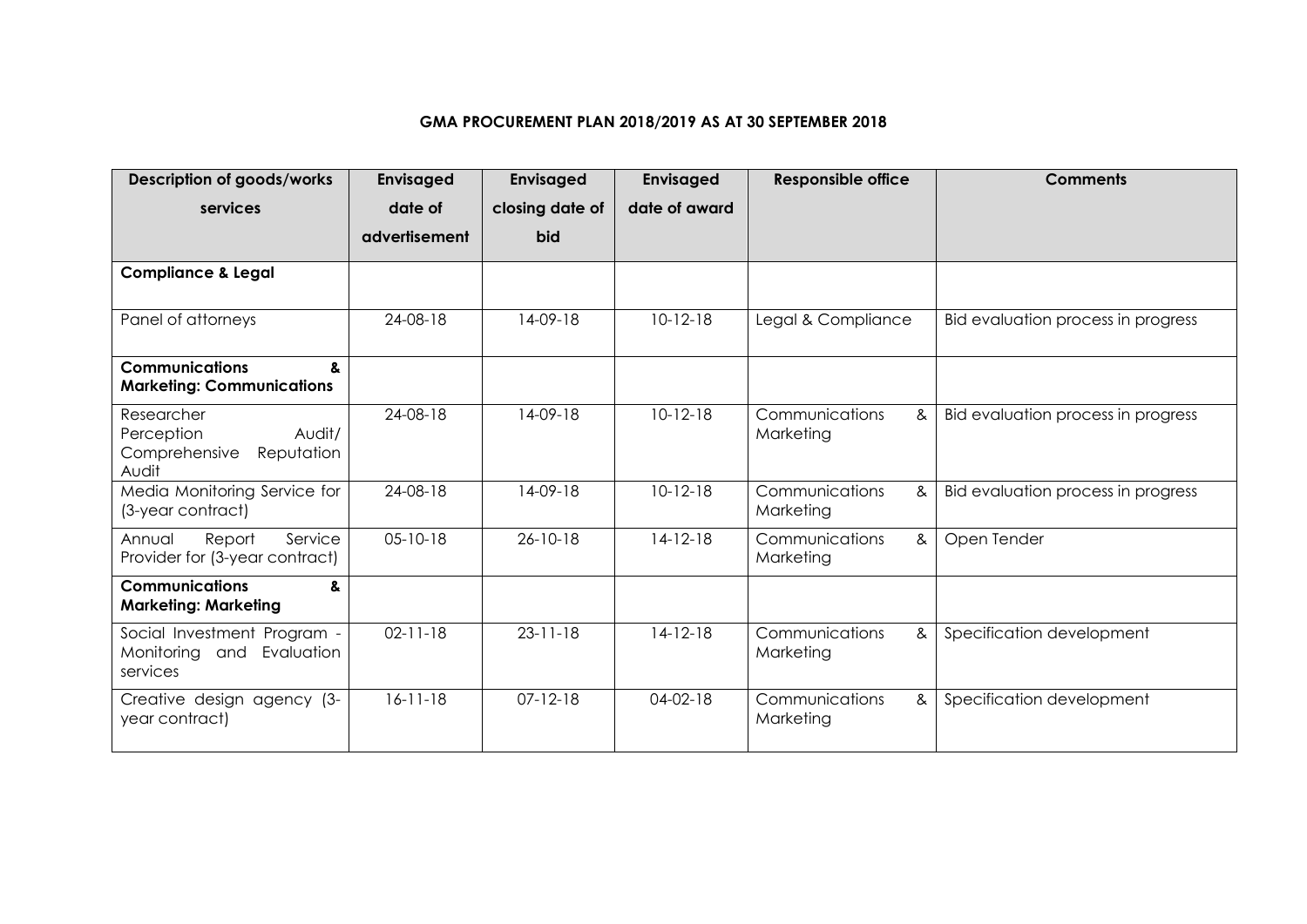**GMA PROCUREMENT PLAN 2018/2019 AS AT 30 SEPTEMBER 2018**

| Description of goods/works services | Envisaged date of advertisement | Envisaged closing date of bid | Envisaged date of award | Responsible office | Comments |
|---|---|---|---|---|---|
| **Compliance & Legal** | | | | | |
| Panel of attorneys | 24-08-18 | 14-09-18 | 10-12-18 | Legal & Compliance | Bid evaluation process in progress |
| **Communications & Marketing: Communications** | | | | | |
| Researcher Perception Audit/ Comprehensive Reputation Audit | 24-08-18 | 14-09-18 | 10-12-18 | Communications & Marketing | Bid evaluation process in progress |
| Media Monitoring Service for (3-year contract) | 24-08-18 | 14-09-18 | 10-12-18 | Communications & Marketing | Bid evaluation process in progress |
| Annual Report Service Provider for (3-year contract) | 05-10-18 | 26-10-18 | 14-12-18 | Communications & Marketing | Open Tender |
| **Communications & Marketing: Marketing** | | | | | |
| Social Investment Program - Monitoring and Evaluation services | 02-11-18 | 23-11-18 | 14-12-18 | Communications & Marketing | Specification development |
| Creative design agency (3-year contract) | 16-11-18 | 07-12-18 | 04-02-18 | Communications & Marketing | Specification development |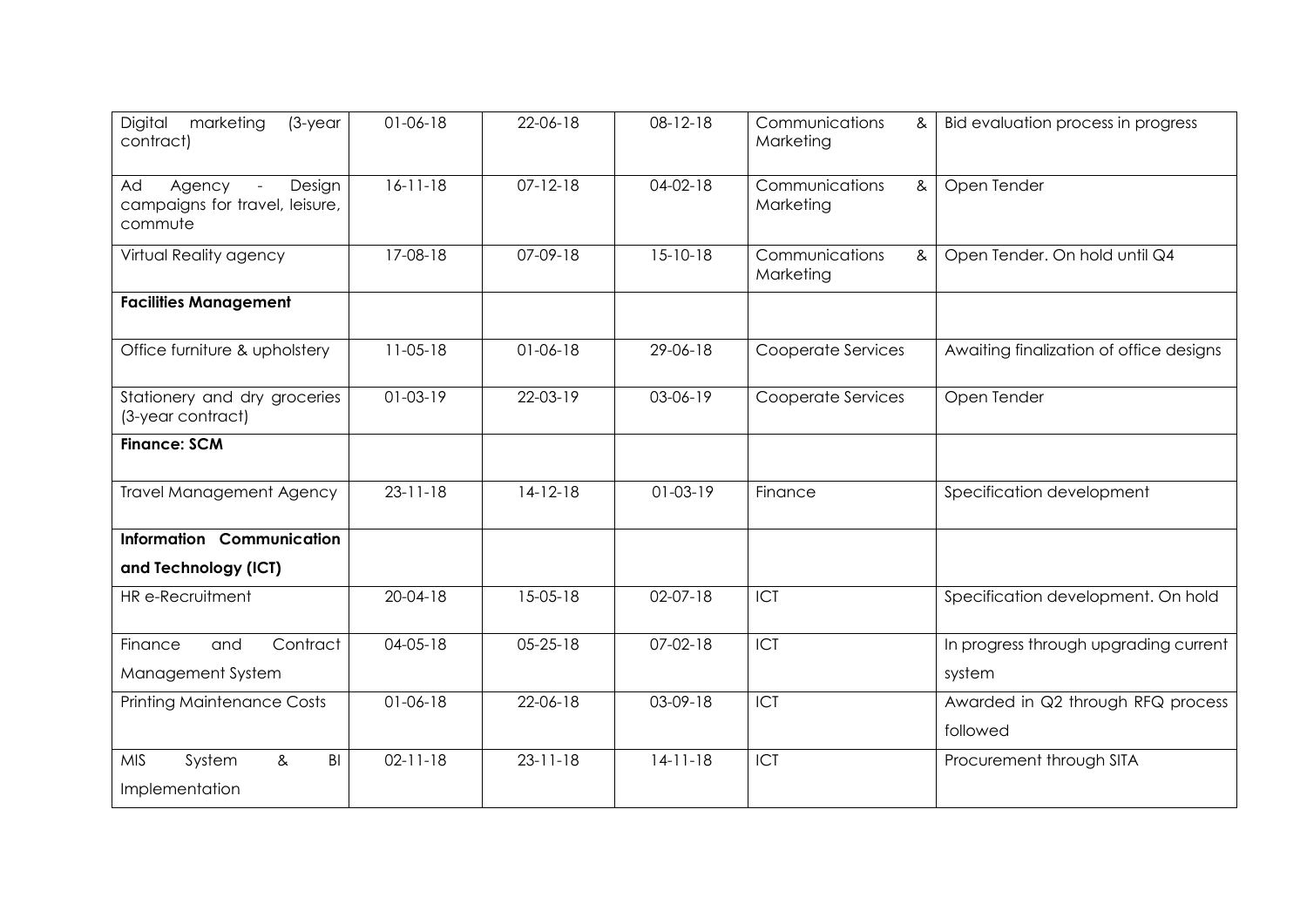| | | | | | |
|---|---|---|---|---|---|
| Digital marketing (3-year contract) | 01-06-18 | 22-06-18 | 08-12-18 | Communications & Marketing | Bid evaluation process in progress |
| Ad Agency - Design campaigns for travel, leisure, commute | 16-11-18 | 07-12-18 | 04-02-18 | Communications & Marketing | Open Tender |
| Virtual Reality agency | 17-08-18 | 07-09-18 | 15-10-18 | Communications & Marketing | Open Tender. On hold until Q4 |
| **Facilities Management** | | | | | |
| Office furniture & upholstery | 11-05-18 | 01-06-18 | 29-06-18 | Cooperate Services | Awaiting finalization of office designs |
| Stationery and dry groceries (3-year contract) | 01-03-19 | 22-03-19 | 03-06-19 | Cooperate Services | Open Tender |
| **Finance: SCM** | | | | | |
| Travel Management Agency | 23-11-18 | 14-12-18 | 01-03-19 | Finance | Specification development |
| **Information Communication and Technology (ICT)** | | | | | |
| HR e-Recruitment | 20-04-18 | 15-05-18 | 02-07-18 | ICT | Specification development. On hold |
| Finance and Contract Management System | 04-05-18 | 05-25-18 | 07-02-18 | ICT | In progress through upgrading current system |
| Printing Maintenance Costs | 01-06-18 | 22-06-18 | 03-09-18 | ICT | Awarded in Q2 through RFQ process followed |
| MIS System & BI Implementation | 02-11-18 | 23-11-18 | 14-11-18 | ICT | Procurement through SITA |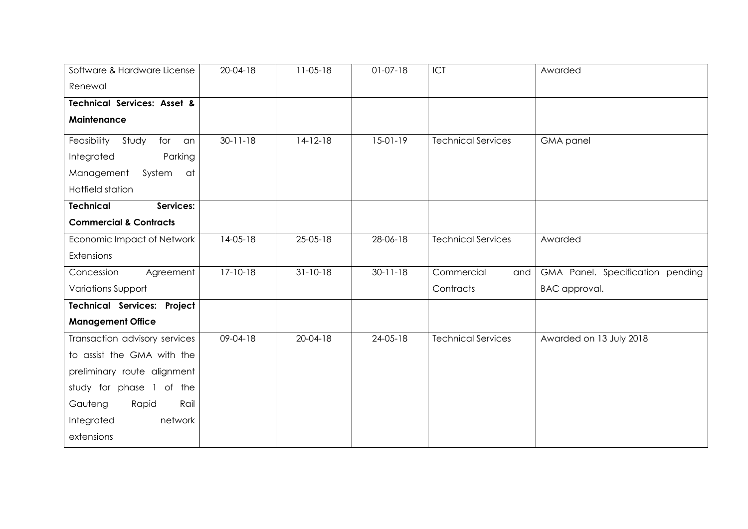| | | | | | |
|---|---|---|---|---|---|
| Software & Hardware License Renewal | 20-04-18 | 11-05-18 | 01-07-18 | ICT | Awarded |
| **Technical Services: Asset & Maintenance** | | | | | |
| Feasibility Study for an Integrated Parking Management System at Hatfield station | 30-11-18 | 14-12-18 | 15-01-19 | Technical Services | GMA panel |
| **Technical Services: Commercial & Contracts** | | | | | |
| Economic Impact of Network Extensions | 14-05-18 | 25-05-18 | 28-06-18 | Technical Services | Awarded |
| Concession Agreement Variations Support | 17-10-18 | 31-10-18 | 30-11-18 | Commercial and Contracts | GMA Panel. Specification pending BAC approval. |
| **Technical Services: Project Management Office** | | | | | |
| Transaction advisory services to assist the GMA with the preliminary route alignment study for phase 1 of the Gauteng Rapid Rail Integrated network extensions | 09-04-18 | 20-04-18 | 24-05-18 | Technical Services | Awarded on 13 July 2018 |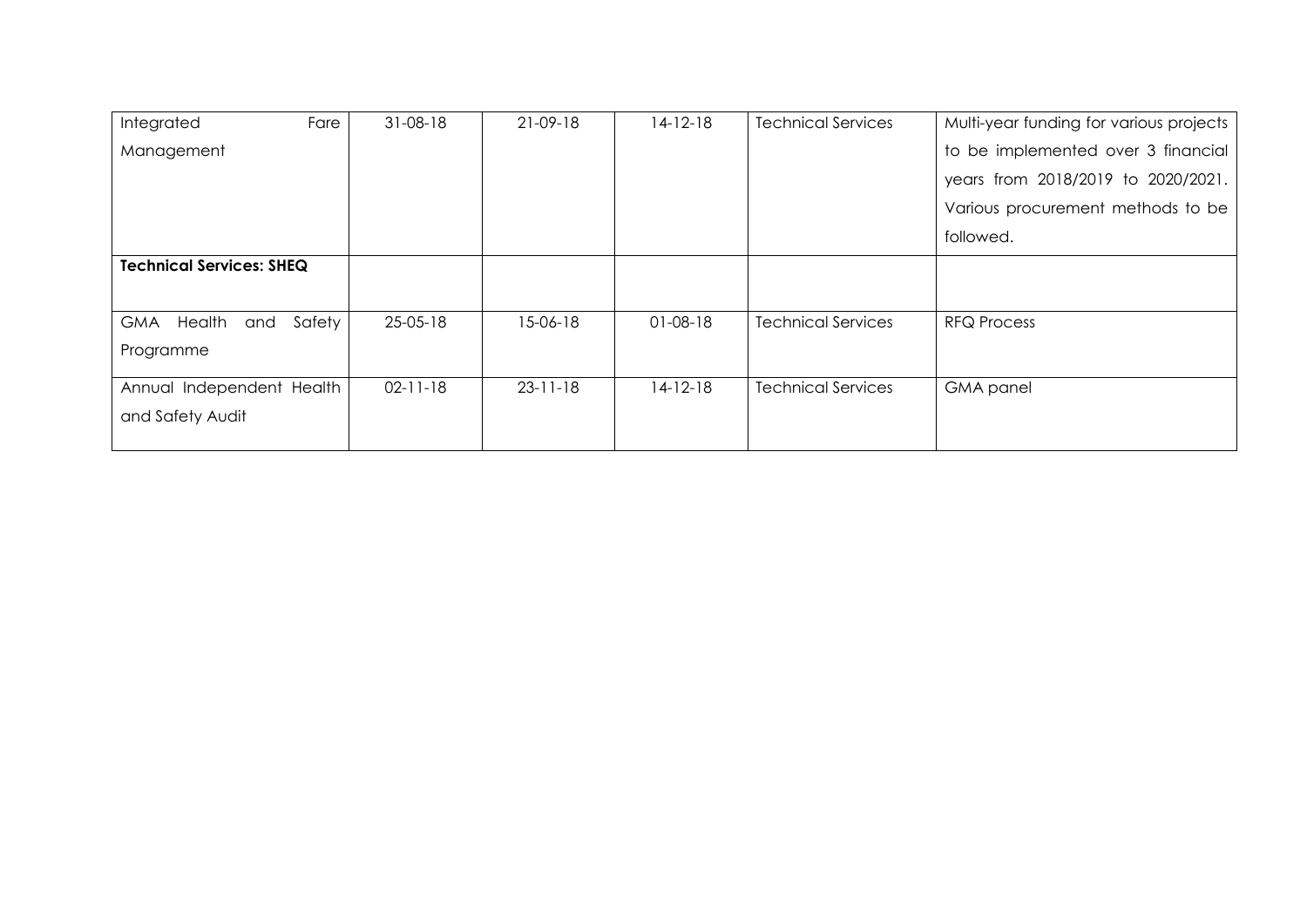| | | | | | |
|---|---|---|---|---|---|
| Integrated Fare Management | 31-08-18 | 21-09-18 | 14-12-18 | Technical Services | Multi-year funding for various projects to be implemented over 3 financial years from 2018/2019 to 2020/2021. Various procurement methods to be followed. |
| **Technical Services: SHEQ** | | | | | |
| GMA Health and Safety Programme | 25-05-18 | 15-06-18 | 01-08-18 | Technical Services | RFQ Process |
| Annual Independent Health and Safety Audit | 02-11-18 | 23-11-18 | 14-12-18 | Technical Services | GMA panel |